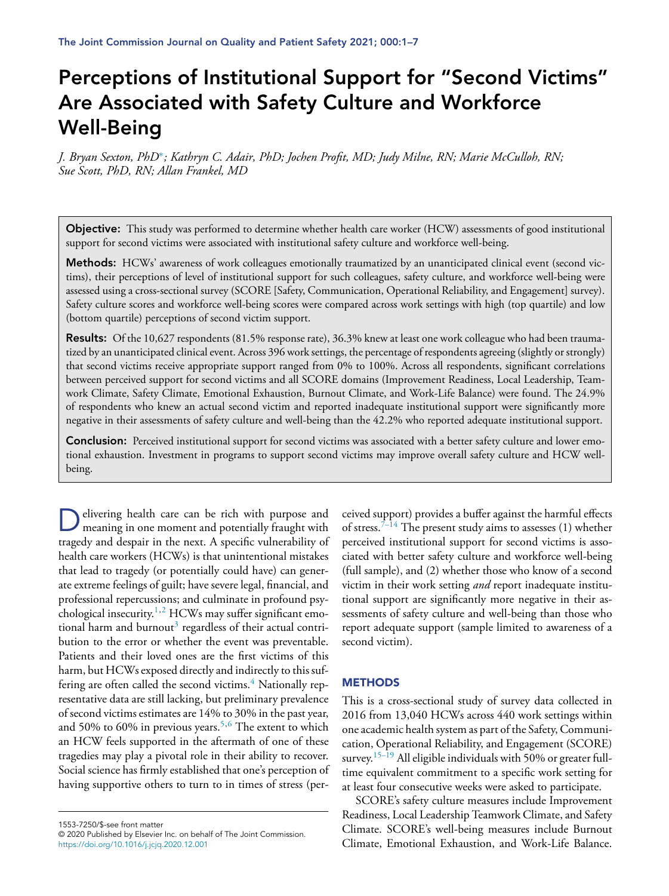# Perceptions of Institutional Support for "Second Victims" Are Associated with Safety Culture and Workforce Well-Being

*J. Bryan Sexton, PhD*; Kathryn C. Adair, PhD; Jochen Profit, MD; Judy Milne, RN; Marie McCulloh, RN; Sue Scott, PhD, RN; Allan Frankel, MD*

**Objective:** This study was performed to determine whether health care worker (HCW) assessments of good institutional support for second victims were associated with institutional safety culture and workforce well-being.

**Methods:** HCWs' awareness of work colleagues emotionally traumatized by an unanticipated clinical event (second victims), their perceptions of level of institutional support for such colleagues, safety culture, and workforce well-being were assessed using a cross-sectional survey (SCORE [Safety, Communication, Operational Reliability, and Engagement] survey). Safety culture scores and workforce well-being scores were compared across work settings with high (top quartile) and low (bottom quartile) perceptions of second victim support.

**Results:** Of the 10,627 respondents (81.5% response rate), 36.3% knew at least one work colleague who had been traumatized by an unanticipated clinical event. Across 396 work settings, the percentage of respondents agreeing (slightly or strongly) that second victims receive appropriate support ranged from 0% to 100%. Across all respondents, significant correlations between perceived support for second victims and all SCORE domains (Improvement Readiness, Local Leadership, Teamwork Climate, Safety Climate, Emotional Exhaustion, Burnout Climate, and Work-Life Balance) were found. The 24.9% of respondents who knew an actual second victim and reported inadequate institutional support were significantly more negative in their assessments of safety culture and well-being than the 42.2% who reported adequate institutional support.

**Conclusion:** Perceived institutional support for second victims was associated with a better safety culture and lower emotional exhaustion. Investment in programs to support second victims may improve overall safety culture and HCW well-being.

Delivering health care can be rich with purpose and meaning in one moment and potentially fraught with tragedy and despair in the next. A specific vulnerability of health care workers (HCWs) is that unintentional mistakes that lead to tragedy (or potentially could have) can generate extreme feelings of guilt; have severe legal, financial, and professional repercussions; and culminate in profound psychological insecurity.[1,2] HCWs may suffer significant emotional harm and burnout[3] regardless of their actual contribution to the error or whether the event was preventable. Patients and their loved ones are the first victims of this harm, but HCWs exposed directly and indirectly to this suffering are often called the second victims.[4] Nationally representative data are still lacking, but preliminary prevalence of second victims estimates are 14% to 30% in the past year, and 50% to 60% in previous years.[5,6] The extent to which an HCW feels supported in the aftermath of one of these tragedies may play a pivotal role in their ability to recover. Social science has firmly established that one's perception of having supportive others to turn to in times of stress (perceived support) provides a buffer against the harmful effects of stress.[7–14] The present study aims to assesses (1) whether perceived institutional support for second victims is associated with better safety culture and workforce well-being (full sample), and (2) whether those who know of a second victim in their work setting *and* report inadequate institutional support are significantly more negative in their assessments of safety culture and well-being than those who report adequate support (sample limited to awareness of a second victim).

## METHODS

This is a cross-sectional study of survey data collected in 2016 from 13,040 HCWs across 440 work settings within one academic health system as part of the Safety, Communication, Operational Reliability, and Engagement (SCORE) survey.[15–19] All eligible individuals with 50% or greater full-time equivalent commitment to a specific work setting for at least four consecutive weeks were asked to participate.

SCORE's safety culture measures include Improvement Readiness, Local Leadership Teamwork Climate, and Safety Climate. SCORE's well-being measures include Burnout Climate, Emotional Exhaustion, and Work-Life Balance.

1553-7250/$-see front matter
© 2020 Published by Elsevier Inc. on behalf of The Joint Commission.
https://doi.org/10.1016/j.jcjq.2020.12.001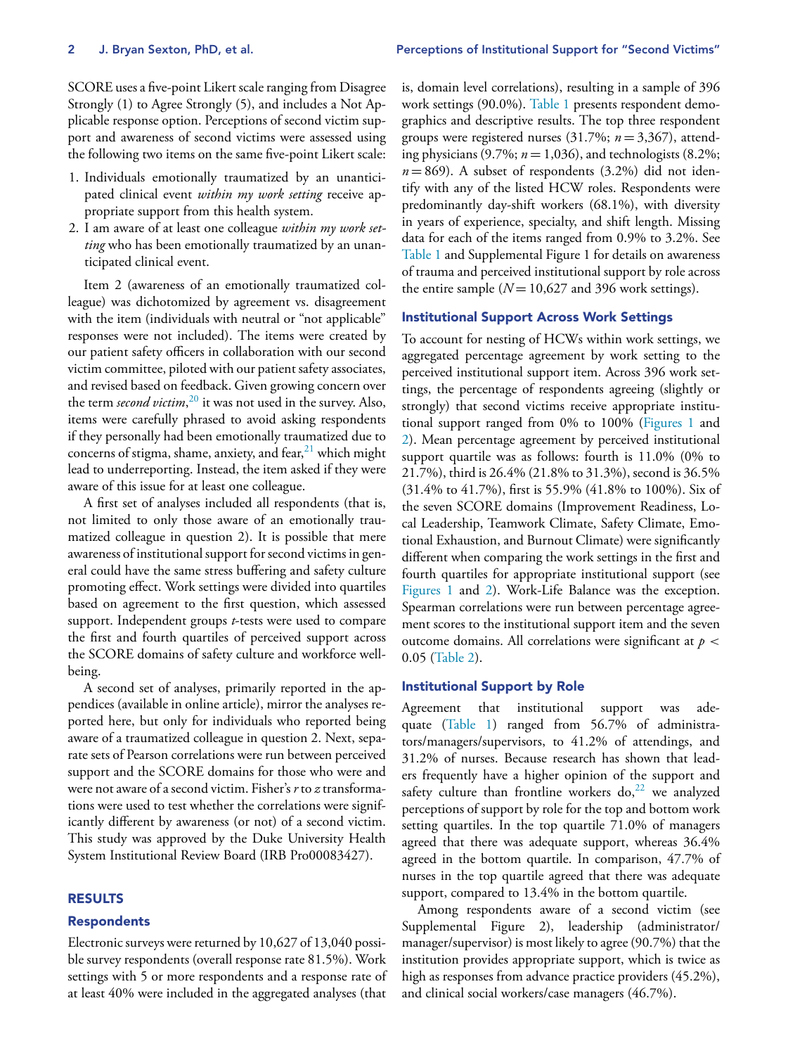SCORE uses a five-point Likert scale ranging from Disagree Strongly (1) to Agree Strongly (5), and includes a Not Applicable response option. Perceptions of second victim support and awareness of second victims were assessed using the following two items on the same five-point Likert scale:

1. Individuals emotionally traumatized by an unanticipated clinical event *within my work setting* receive appropriate support from this health system.
2. I am aware of at least one colleague *within my work setting* who has been emotionally traumatized by an unanticipated clinical event.

Item 2 (awareness of an emotionally traumatized colleague) was dichotomized by agreement vs. disagreement with the item (individuals with neutral or "not applicable" responses were not included). The items were created by our patient safety officers in collaboration with our second victim committee, piloted with our patient safety associates, and revised based on feedback. Given growing concern over the term *second victim*,[20] it was not used in the survey. Also, items were carefully phrased to avoid asking respondents if they personally had been emotionally traumatized due to concerns of stigma, shame, anxiety, and fear,[21] which might lead to underreporting. Instead, the item asked if they were aware of this issue for at least one colleague.

A first set of analyses included all respondents (that is, not limited to only those aware of an emotionally traumatized colleague in question 2). It is possible that mere awareness of institutional support for second victims in general could have the same stress buffering and safety culture promoting effect. Work settings were divided into quartiles based on agreement to the first question, which assessed support. Independent groups *t*-tests were used to compare the first and fourth quartiles of perceived support across the SCORE domains of safety culture and workforce wellbeing.

A second set of analyses, primarily reported in the appendices (available in online article), mirror the analyses reported here, but only for individuals who reported being aware of a traumatized colleague in question 2. Next, separate sets of Pearson correlations were run between perceived support and the SCORE domains for those who were and were not aware of a second victim. Fisher's *r* to *z* transformations were used to test whether the correlations were significantly different by awareness (or not) of a second victim. This study was approved by the Duke University Health System Institutional Review Board (IRB Pro00083427).

## RESULTS

### Respondents

Electronic surveys were returned by 10,627 of 13,040 possible survey respondents (overall response rate 81.5%). Work settings with 5 or more respondents and a response rate of at least 40% were included in the aggregated analyses (that is, domain level correlations), resulting in a sample of 396 work settings (90.0%). Table 1 presents respondent demographics and descriptive results. The top three respondent groups were registered nurses (31.7%; $n = 3,367$), attending physicians (9.7%; $n = 1,036$), and technologists (8.2%; $n = 869$). A subset of respondents (3.2%) did not identify with any of the listed HCW roles. Respondents were predominantly day-shift workers (68.1%), with diversity in years of experience, specialty, and shift length. Missing data for each of the items ranged from 0.9% to 3.2%. See Table 1 and Supplemental Figure 1 for details on awareness of trauma and perceived institutional support by role across the entire sample ($N = 10,627$ and 396 work settings).

### Institutional Support Across Work Settings

To account for nesting of HCWs within work settings, we aggregated percentage agreement by work setting to the perceived institutional support item. Across 396 work settings, the percentage of respondents agreeing (slightly or strongly) that second victims receive appropriate institutional support ranged from 0% to 100% (Figures 1 and 2). Mean percentage agreement by perceived institutional support quartile was as follows: fourth is 11.0% (0% to 21.7%), third is 26.4% (21.8% to 31.3%), second is 36.5% (31.4% to 41.7%), first is 55.9% (41.8% to 100%). Six of the seven SCORE domains (Improvement Readiness, Local Leadership, Teamwork Climate, Safety Climate, Emotional Exhaustion, and Burnout Climate) were significantly different when comparing the work settings in the first and fourth quartiles for appropriate institutional support (see Figures 1 and 2). Work-Life Balance was the exception. Spearman correlations were run between percentage agreement scores to the institutional support item and the seven outcome domains. All correlations were significant at $p < 0.05$ (Table 2).

### Institutional Support by Role

Agreement that institutional support was adequate (Table 1) ranged from 56.7% of administrators/managers/supervisors, to 41.2% of attendings, and 31.2% of nurses. Because research has shown that leaders frequently have a higher opinion of the support and safety culture than frontline workers do,[22] we analyzed perceptions of support by role for the top and bottom work setting quartiles. In the top quartile 71.0% of managers agreed that there was adequate support, whereas 36.4% agreed in the bottom quartile. In comparison, 47.7% of nurses in the top quartile agreed that there was adequate support, compared to 13.4% in the bottom quartile.

Among respondents aware of a second victim (see Supplemental Figure 2), leadership (administrator/manager/supervisor) is most likely to agree (90.7%) that the institution provides appropriate support, which is twice as high as responses from advance practice providers (45.2%), and clinical social workers/case managers (46.7%).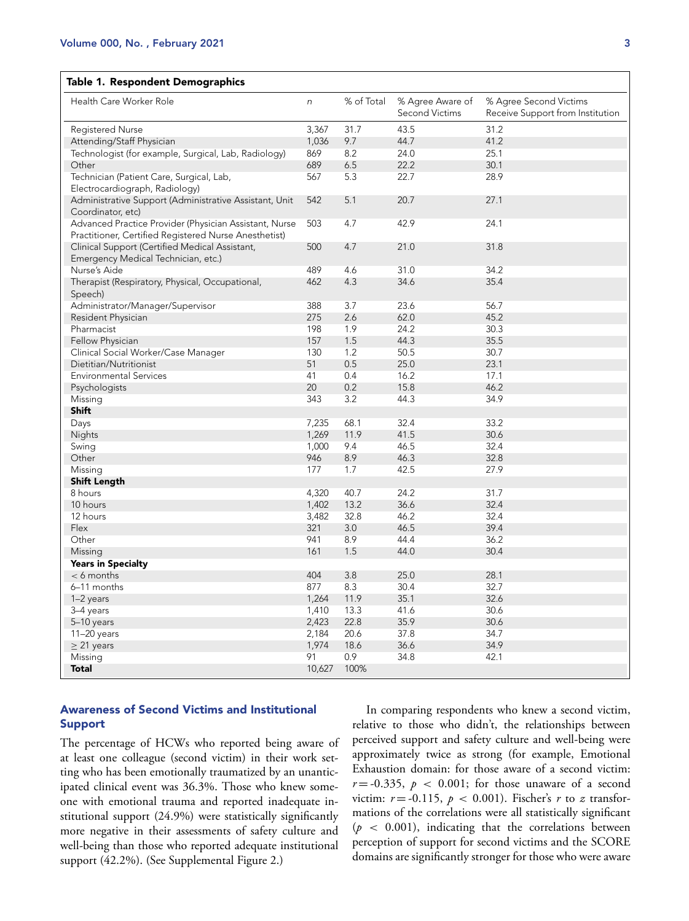**Table 1. Respondent Demographics**

| Health Care Worker Role | n | % of Total | % Agree Aware of Second Victims | % Agree Second Victims Receive Support from Institution |
|---|---|---|---|---|
| Registered Nurse | 3,367 | 31.7 | 43.5 | 31.2 |
| Attending/Staff Physician | 1,036 | 9.7 | 44.7 | 41.2 |
| Technologist (for example, Surgical, Lab, Radiology) | 869 | 8.2 | 24.0 | 25.1 |
| Other | 689 | 6.5 | 22.2 | 30.1 |
| Technician (Patient Care, Surgical, Lab, Electrocardiograph, Radiology) | 567 | 5.3 | 22.7 | 28.9 |
| Administrative Support (Administrative Assistant, Unit Coordinator, etc) | 542 | 5.1 | 20.7 | 27.1 |
| Advanced Practice Provider (Physician Assistant, Nurse Practitioner, Certified Registered Nurse Anesthetist) | 503 | 4.7 | 42.9 | 24.1 |
| Clinical Support (Certified Medical Assistant, Emergency Medical Technician, etc.) | 500 | 4.7 | 21.0 | 31.8 |
| Nurse's Aide | 489 | 4.6 | 31.0 | 34.2 |
| Therapist (Respiratory, Physical, Occupational, Speech) | 462 | 4.3 | 34.6 | 35.4 |
| Administrator/Manager/Supervisor | 388 | 3.7 | 23.6 | 56.7 |
| Resident Physician | 275 | 2.6 | 62.0 | 45.2 |
| Pharmacist | 198 | 1.9 | 24.2 | 30.3 |
| Fellow Physician | 157 | 1.5 | 44.3 | 35.5 |
| Clinical Social Worker/Case Manager | 130 | 1.2 | 50.5 | 30.7 |
| Dietitian/Nutritionist | 51 | 0.5 | 25.0 | 23.1 |
| Environmental Services | 41 | 0.4 | 16.2 | 17.1 |
| Psychologists | 20 | 0.2 | 15.8 | 46.2 |
| Missing | 343 | 3.2 | 44.3 | 34.9 |
| **Shift** | | | | |
| Days | 7,235 | 68.1 | 32.4 | 33.2 |
| Nights | 1,269 | 11.9 | 41.5 | 30.6 |
| Swing | 1,000 | 9.4 | 46.5 | 32.4 |
| Other | 946 | 8.9 | 46.3 | 32.8 |
| Missing | 177 | 1.7 | 42.5 | 27.9 |
| **Shift Length** | | | | |
| 8 hours | 4,320 | 40.7 | 24.2 | 31.7 |
| 10 hours | 1,402 | 13.2 | 36.6 | 32.4 |
| 12 hours | 3,482 | 32.8 | 46.2 | 32.4 |
| Flex | 321 | 3.0 | 46.5 | 39.4 |
| Other | 941 | 8.9 | 44.4 | 36.2 |
| Missing | 161 | 1.5 | 44.0 | 30.4 |
| **Years in Specialty** | | | | |
| < 6 months | 404 | 3.8 | 25.0 | 28.1 |
| 6–11 months | 877 | 8.3 | 30.4 | 32.7 |
| 1–2 years | 1,264 | 11.9 | 35.1 | 32.6 |
| 3–4 years | 1,410 | 13.3 | 41.6 | 30.6 |
| 5–10 years | 2,423 | 22.8 | 35.9 | 30.6 |
| 11–20 years | 2,184 | 20.6 | 37.8 | 34.7 |
| ≥ 21 years | 1,974 | 18.6 | 36.6 | 34.9 |
| Missing | 91 | 0.9 | 34.8 | 42.1 |
| **Total** | 10,627 | 100% | | |

## Awareness of Second Victims and Institutional Support

The percentage of HCWs who reported being aware of at least one colleague (second victim) in their work setting who has been emotionally traumatized by an unanticipated clinical event was 36.3%. Those who knew someone with emotional trauma and reported inadequate institutional support (24.9%) were statistically significantly more negative in their assessments of safety culture and well-being than those who reported adequate institutional support (42.2%). (See Supplemental Figure 2.)

In comparing respondents who knew a second victim, relative to those who didn't, the relationships between perceived support and safety culture and well-being were approximately twice as strong (for example, Emotional Exhaustion domain: for those aware of a second victim: $r = -0.335$, $p < 0.001$; for those unaware of a second victim: $r = -0.115$, $p < 0.001$). Fischer's $r$ to $z$ transformations of the correlations were all statistically significant ($p < 0.001$), indicating that the correlations between perception of support for second victims and the SCORE domains are significantly stronger for those who were aware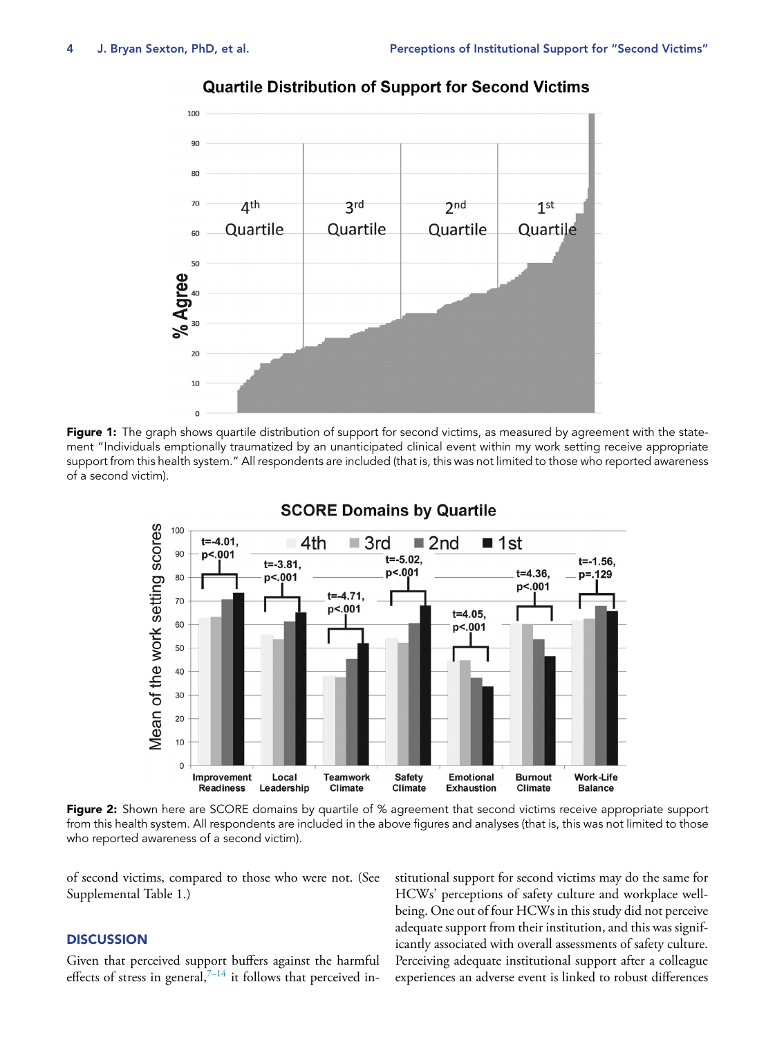Figure 1: The graph shows quartile distribution of support for second victims, as measured by agreement with the statement "Individuals emptionally traumatized by an unanticipated clinical event within my work setting receive appropriate support from this health system." All respondents are included (that is, this was not limited to those who reported awareness of a second victim).

Figure 2: Shown here are SCORE domains by quartile of % agreement that second victims receive appropriate support from this health system. All respondents are included in the above figures and analyses (that is, this was not limited to those who reported awareness of a second victim).

of second victims, compared to those who were not. (See Supplemental Table 1.)

## DISCUSSION

Given that perceived support buffers against the harmful effects of stress in general,[7–14] it follows that perceived institutional support for second victims may do the same for HCWs' perceptions of safety culture and workplace well-being. One out of four HCWs in this study did not perceive adequate support from their institution, and this was significantly associated with overall assessments of safety culture. Perceiving adequate institutional support after a colleague experiences an adverse event is linked to robust differences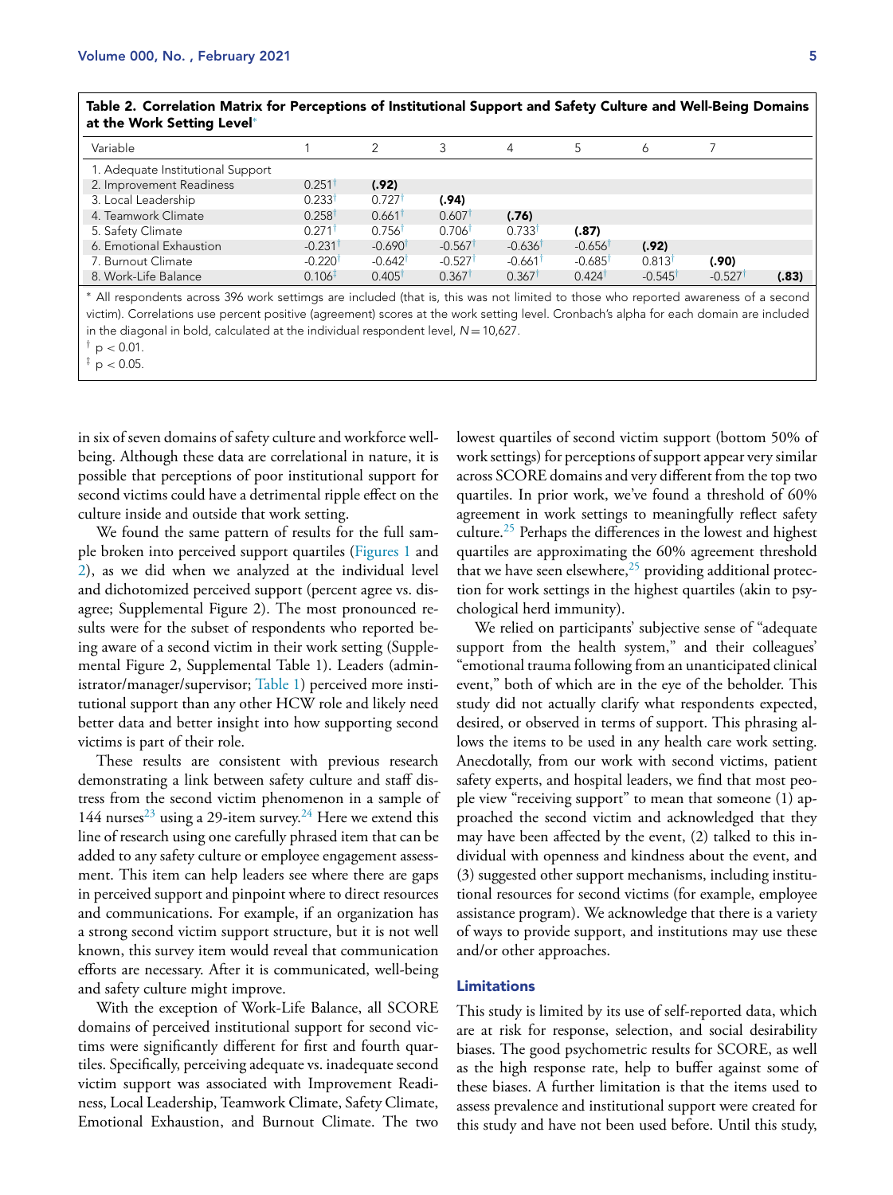**Table 2. Correlation Matrix for Perceptions of Institutional Support and Safety Culture and Well-Being Domains at the Work Setting Level***

| Variable | 1 | 2 | 3 | 4 | 5 | 6 | 7 | |
|---|---|---|---|---|---|---|---|---|
| 1. Adequate Institutional Support | | | | | | | | |
| 2. Improvement Readiness | 0.251† | **(.92)** | | | | | | |
| 3. Local Leadership | 0.233† | 0.727† | **(.94)** | | | | | |
| 4. Teamwork Climate | 0.258† | 0.661† | 0.607† | **(.76)** | | | | |
| 5. Safety Climate | 0.271† | 0.756† | 0.706† | 0.733† | **(.87)** | | | |
| 6. Emotional Exhaustion | -0.231† | -0.690† | -0.567† | -0.636† | -0.656† | **(.92)** | | |
| 7. Burnout Climate | -0.220† | -0.642† | -0.527† | -0.661† | -0.685† | 0.813† | **(.90)** | |
| 8. Work-Life Balance | 0.106‡ | 0.405† | 0.367† | 0.367† | 0.424† | -0.545† | -0.527† | **(.83)** |

* All respondents across 396 work settimgs are included (that is, this was not limited to those who reported awareness of a second victim). Correlations use percent positive (agreement) scores at the work setting level. Cronbach's alpha for each domain are included in the diagonal in bold, calculated at the individual respondent level, $N = 10{,}627$.

† $p < 0.01$.

‡ $p < 0.05$.

in six of seven domains of safety culture and workforce well-being. Although these data are correlational in nature, it is possible that perceptions of poor institutional support for second victims could have a detrimental ripple effect on the culture inside and outside that work setting.

We found the same pattern of results for the full sample broken into perceived support quartiles (Figures 1 and 2), as we did when we analyzed at the individual level and dichotomized perceived support (percent agree vs. disagree; Supplemental Figure 2). The most pronounced results were for the subset of respondents who reported being aware of a second victim in their work setting (Supplemental Figure 2, Supplemental Table 1). Leaders (administrator/manager/supervisor; Table 1) perceived more institutional support than any other HCW role and likely need better data and better insight into how supporting second victims is part of their role.

These results are consistent with previous research demonstrating a link between safety culture and staff distress from the second victim phenomenon in a sample of 144 nurses[23] using a 29-item survey.[24] Here we extend this line of research using one carefully phrased item that can be added to any safety culture or employee engagement assessment. This item can help leaders see where there are gaps in perceived support and pinpoint where to direct resources and communications. For example, if an organization has a strong second victim support structure, but it is not well known, this survey item would reveal that communication efforts are necessary. After it is communicated, well-being and safety culture might improve.

With the exception of Work-Life Balance, all SCORE domains of perceived institutional support for second victims were significantly different for first and fourth quartiles. Specifically, perceiving adequate vs. inadequate second victim support was associated with Improvement Readiness, Local Leadership, Teamwork Climate, Safety Climate, Emotional Exhaustion, and Burnout Climate. The two lowest quartiles of second victim support (bottom 50% of work settings) for perceptions of support appear very similar across SCORE domains and very different from the top two quartiles. In prior work, we've found a threshold of 60% agreement in work settings to meaningfully reflect safety culture.[25] Perhaps the differences in the lowest and highest quartiles are approximating the 60% agreement threshold that we have seen elsewhere,[25] providing additional protection for work settings in the highest quartiles (akin to psychological herd immunity).

We relied on participants' subjective sense of "adequate support from the health system," and their colleagues' "emotional trauma following from an unanticipated clinical event," both of which are in the eye of the beholder. This study did not actually clarify what respondents expected, desired, or observed in terms of support. This phrasing allows the items to be used in any health care work setting. Anecdotally, from our work with second victims, patient safety experts, and hospital leaders, we find that most people view "receiving support" to mean that someone (1) approached the second victim and acknowledged that they may have been affected by the event, (2) talked to this individual with openness and kindness about the event, and (3) suggested other support mechanisms, including institutional resources for second victims (for example, employee assistance program). We acknowledge that there is a variety of ways to provide support, and institutions may use these and/or other approaches.

## Limitations

This study is limited by its use of self-reported data, which are at risk for response, selection, and social desirability biases. The good psychometric results for SCORE, as well as the high response rate, help to buffer against some of these biases. A further limitation is that the items used to assess prevalence and institutional support were created for this study and have not been used before. Until this study,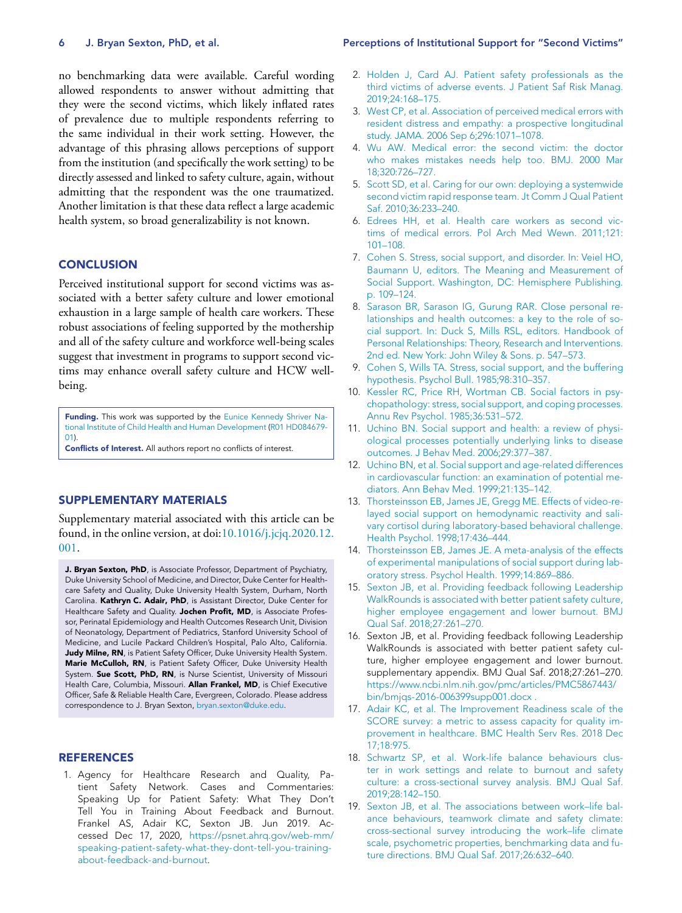no benchmarking data were available. Careful wording allowed respondents to answer without admitting that they were the second victims, which likely inflated rates of prevalence due to multiple respondents referring to the same individual in their work setting. However, the advantage of this phrasing allows perceptions of support from the institution (and specifically the work setting) to be directly assessed and linked to safety culture, again, without admitting that the respondent was the one traumatized. Another limitation is that these data reflect a large academic health system, so broad generalizability is not known.

## CONCLUSION

Perceived institutional support for second victims was associated with a better safety culture and lower emotional exhaustion in a large sample of health care workers. These robust associations of feeling supported by the mothership and all of the safety culture and workforce well-being scales suggest that investment in programs to support second victims may enhance overall safety culture and HCW well-being.

**Funding.** This work was supported by the Eunice Kennedy Shriver National Institute of Child Health and Human Development (R01 HD084679-01).
**Conflicts of Interest.** All authors report no conflicts of interest.

## SUPPLEMENTARY MATERIALS

Supplementary material associated with this article can be found, in the online version, at doi:10.1016/j.jcjq.2020.12.001.

**J. Bryan Sexton, PhD**, is Associate Professor, Department of Psychiatry, Duke University School of Medicine, and Director, Duke Center for Healthcare Safety and Quality, Duke University Health System, Durham, North Carolina. **Kathryn C. Adair, PhD**, is Assistant Director, Duke Center for Healthcare Safety and Quality. **Jochen Profit, MD**, is Associate Professor, Perinatal Epidemiology and Health Outcomes Research Unit, Division of Neonatology, Department of Pediatrics, Stanford University School of Medicine, and Lucile Packard Children's Hospital, Palo Alto, California. **Judy Milne, RN**, is Patient Safety Officer, Duke University Health System. **Marie McCulloh, RN**, is Patient Safety Officer, Duke University Health System. **Sue Scott, PhD, RN**, is Nurse Scientist, University of Missouri Health Care, Columbia, Missouri. **Allan Frankel, MD**, is Chief Executive Officer, Safe & Reliable Health Care, Evergreen, Colorado. Please address correspondence to J. Bryan Sexton, bryan.sexton@duke.edu.

## REFERENCES

1. Agency for Healthcare Research and Quality, Patient Safety Network. Cases and Commentaries: Speaking Up for Patient Safety: What They Don't Tell You in Training About Feedback and Burnout. Frankel AS, Adair KC, Sexton JB. Jun 2019. Accessed Dec 17, 2020, https://psnet.ahrq.gov/web-mm/speaking-patient-safety-what-they-dont-tell-you-training-about-feedback-and-burnout.
2. Holden J, Card AJ. Patient safety professionals as the third victims of adverse events. J Patient Saf Risk Manag. 2019;24:168–175.
3. West CP, et al. Association of perceived medical errors with resident distress and empathy: a prospective longitudinal study. JAMA. 2006 Sep 6;296:1071–1078.
4. Wu AW. Medical error: the second victim: the doctor who makes mistakes needs help too. BMJ. 2000 Mar 18;320:726–727.
5. Scott SD, et al. Caring for our own: deploying a systemwide second victim rapid response team. Jt Comm J Qual Patient Saf. 2010;36:233–240.
6. Edrees HH, et al. Health care workers as second victims of medical errors. Pol Arch Med Wewn. 2011;121: 101–108.
7. Cohen S. Stress, social support, and disorder. In: Veiel HO, Baumann U, editors. The Meaning and Measurement of Social Support. Washington, DC: Hemisphere Publishing. p. 109–124.
8. Sarason BR, Sarason IG, Gurung RAR. Close personal relationships and health outcomes: a key to the role of social support. In: Duck S, Mills RSL, editors. Handbook of Personal Relationships: Theory, Research and Interventions. 2nd ed. New York: John Wiley & Sons. p. 547–573.
9. Cohen S, Wills TA. Stress, social support, and the buffering hypothesis. Psychol Bull. 1985;98:310–357.
10. Kessler RC, Price RH, Wortman CB. Social factors in psychopathology: stress, social support, and coping processes. Annu Rev Psychol. 1985;36:531–572.
11. Uchino BN. Social support and health: a review of physiological processes potentially underlying links to disease outcomes. J Behav Med. 2006;29:377–387.
12. Uchino BN, et al. Social support and age-related differences in cardiovascular function: an examination of potential mediators. Ann Behav Med. 1999;21:135–142.
13. Thorsteinsson EB, James JE, Gregg ME. Effects of video-relayed social support on hemodynamic reactivity and salivary cortisol during laboratory-based behavioral challenge. Health Psychol. 1998;17:436–444.
14. Thorsteinsson EB, James JE. A meta-analysis of the effects of experimental manipulations of social support during laboratory stress. Psychol Health. 1999;14:869–886.
15. Sexton JB, et al. Providing feedback following Leadership WalkRounds is associated with better patient safety culture, higher employee engagement and lower burnout. BMJ Qual Saf. 2018;27:261–270.
16. Sexton JB, et al. Providing feedback following Leadership WalkRounds is associated with better patient safety culture, higher employee engagement and lower burnout. supplementary appendix. BMJ Qual Saf. 2018;27:261–270. https://www.ncbi.nlm.nih.gov/pmc/articles/PMC5867443/bin/bmjqs-2016-006399supp001.docx .
17. Adair KC, et al. The Improvement Readiness scale of the SCORE survey: a metric to assess capacity for quality improvement in healthcare. BMC Health Serv Res. 2018 Dec 17;18:975.
18. Schwartz SP, et al. Work-life balance behaviours cluster in work settings and relate to burnout and safety culture: a cross-sectional survey analysis. BMJ Qual Saf. 2019;28:142–150.
19. Sexton JB, et al. The associations between work–life balance behaviours, teamwork climate and safety climate: cross-sectional survey introducing the work–life climate scale, psychometric properties, benchmarking data and future directions. BMJ Qual Saf. 2017;26:632–640.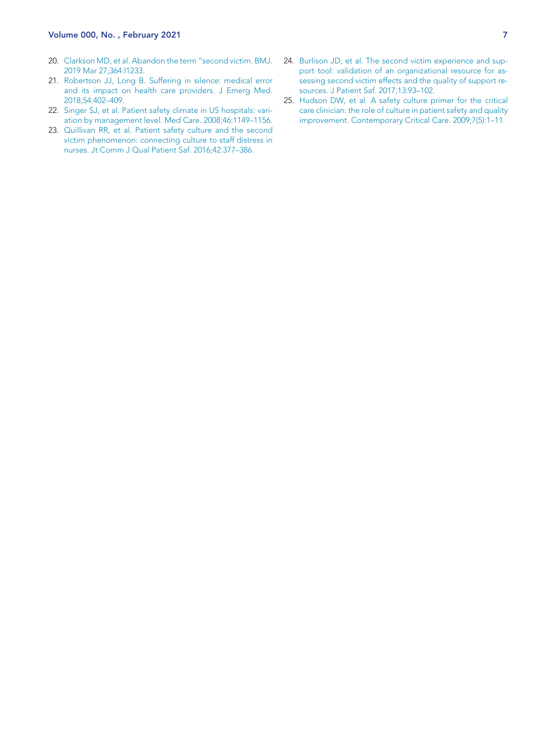20. Clarkson MD, et al. Abandon the term "second victim. BMJ. 2019 Mar 27;364:l1233.
21. Robertson JJ, Long B. Suffering in silence: medical error and its impact on health care providers. J Emerg Med. 2018;54:402–409.
22. Singer SJ, et al. Patient safety climate in US hospitals: variation by management level. Med Care. 2008;46:1149–1156.
23. Quillivan RR, et al. Patient safety culture and the second victim phenomenon: connecting culture to staff distress in nurses. Jt Comm J Qual Patient Saf. 2016;42:377–386.
24. Burlison JD, et al. The second victim experience and support tool: validation of an organizational resource for assessing second victim effects and the quality of support resources. J Patient Saf. 2017;13:93–102.
25. Hudson DW, et al. A safety culture primer for the critical care clinician: the role of culture in patient safety and quality improvement. Contemporary Critical Care. 2009;7(5):1–11.